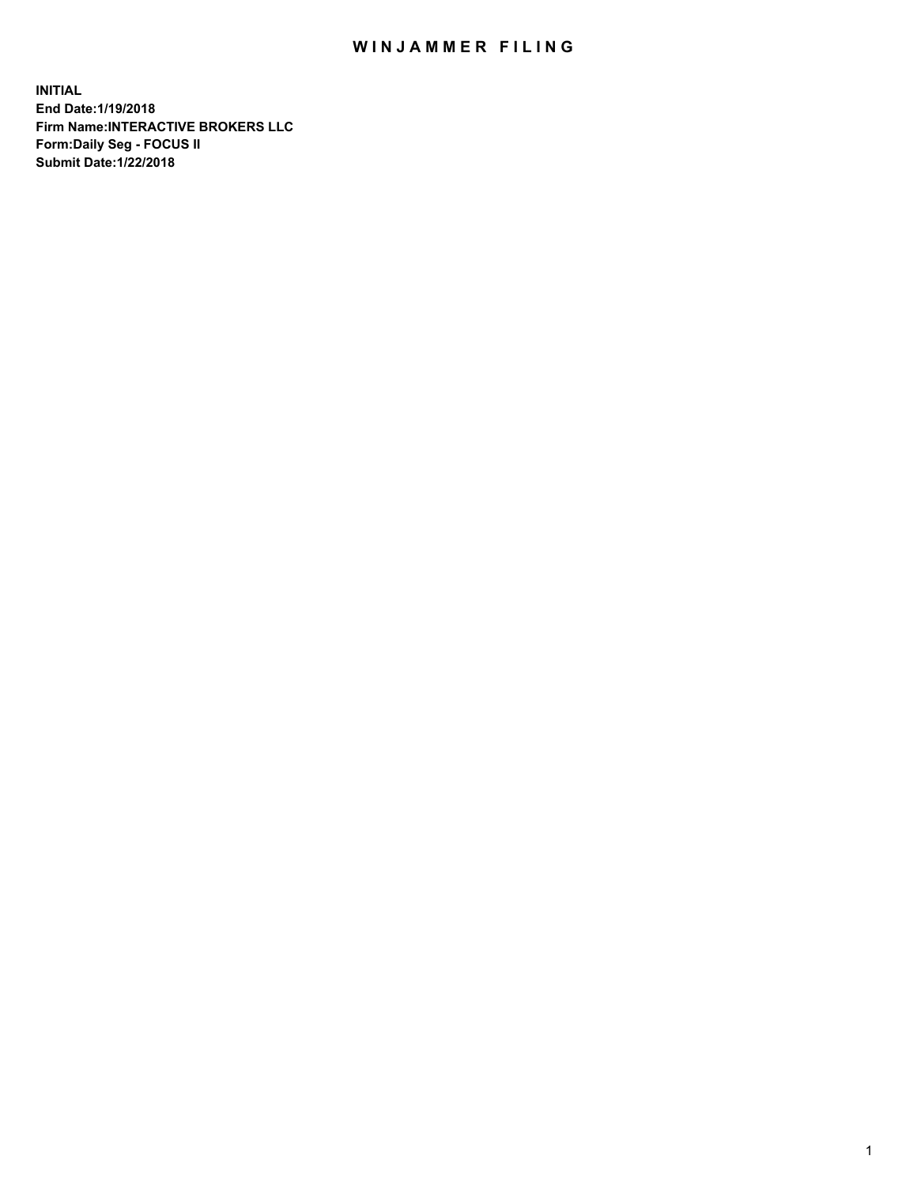# WINJAMMER FILING

**INITIAL**
**End Date:1/19/2018**
**Firm Name:INTERACTIVE BROKERS LLC**
**Form:Daily Seg - FOCUS II**
**Submit Date:1/22/2018**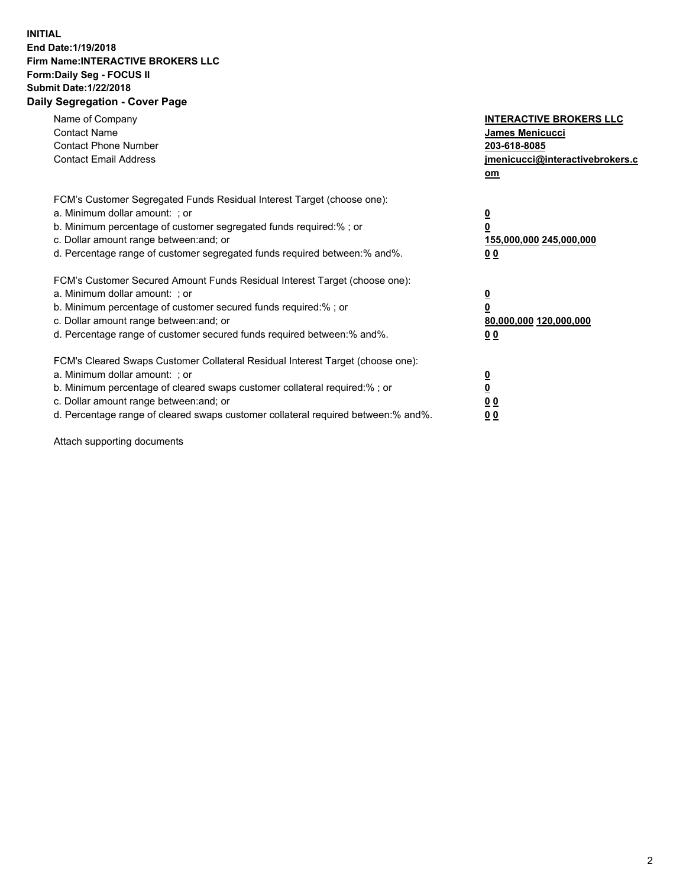**INITIAL**
**End Date:1/19/2018**
**Firm Name:INTERACTIVE BROKERS LLC**
**Form:Daily Seg - FOCUS II**
**Submit Date:1/22/2018**
**Daily Segregation - Cover Page**

| | |
|---|---|
| Name of Company | **INTERACTIVE BROKERS LLC** |
| Contact Name | **James Menicucci** |
| Contact Phone Number | **203-618-8085** |
| Contact Email Address | **jmenicucci@interactivebrokers.com** |

FCM's Customer Segregated Funds Residual Interest Target (choose one):

| | |
|---|---|
| a. Minimum dollar amount: ; or | **0** |
| b. Minimum percentage of customer segregated funds required:% ; or | **0** |
| c. Dollar amount range between:and; or | **155,000,000 245,000,000** |
| d. Percentage range of customer segregated funds required between:% and%. | **0 0** |

FCM's Customer Secured Amount Funds Residual Interest Target (choose one):

| | |
|---|---|
| a. Minimum dollar amount: ; or | **0** |
| b. Minimum percentage of customer secured funds required:% ; or | **0** |
| c. Dollar amount range between:and; or | **80,000,000 120,000,000** |
| d. Percentage range of customer secured funds required between:% and%. | **0 0** |

FCM's Cleared Swaps Customer Collateral Residual Interest Target (choose one):

| | |
|---|---|
| a. Minimum dollar amount: ; or | **0** |
| b. Minimum percentage of cleared swaps customer collateral required:% ; or | **0** |
| c. Dollar amount range between:and; or | **0 0** |
| d. Percentage range of cleared swaps customer collateral required between:% and%. | **0 0** |

Attach supporting documents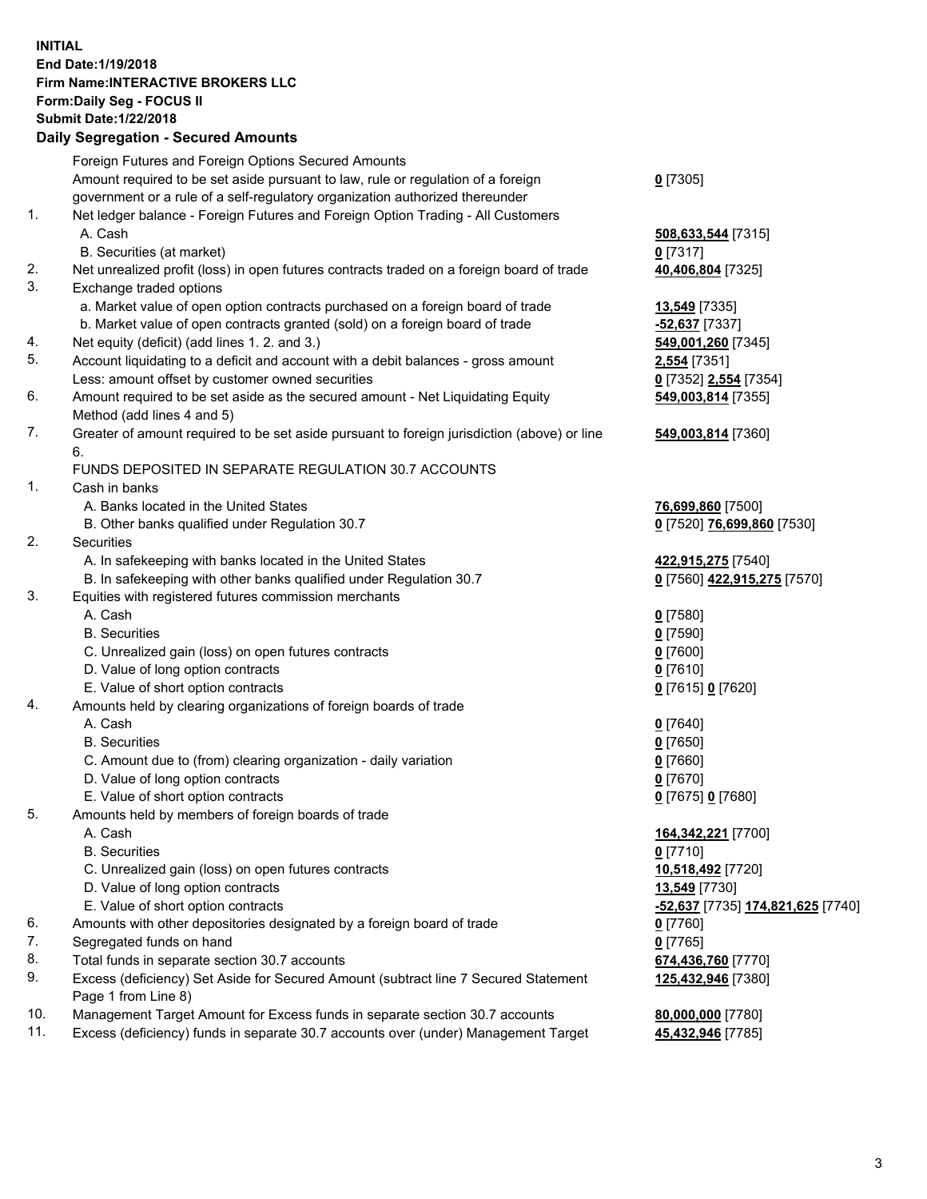**INITIAL**
**End Date:1/19/2018**
**Firm Name:INTERACTIVE BROKERS LLC**
**Form:Daily Seg - FOCUS II**
**Submit Date:1/22/2018**

## Daily Segregation - Secured Amounts

| | | |
|---|---|---|
| | Foreign Futures and Foreign Options Secured Amounts | |
| | Amount required to be set aside pursuant to law, rule or regulation of a foreign government or a rule of a self-regulatory organization authorized thereunder | **0** [7305] |
| 1. | Net ledger balance - Foreign Futures and Foreign Option Trading - All Customers | |
| | A. Cash | **508,633,544** [7315] |
| | B. Securities (at market) | **0** [7317] |
| 2. | Net unrealized profit (loss) in open futures contracts traded on a foreign board of trade | **40,406,804** [7325] |
| 3. | Exchange traded options | |
| | a. Market value of open option contracts purchased on a foreign board of trade | **13,549** [7335] |
| | b. Market value of open contracts granted (sold) on a foreign board of trade | **-52,637** [7337] |
| 4. | Net equity (deficit) (add lines 1. 2. and 3.) | **549,001,260** [7345] |
| 5. | Account liquidating to a deficit and account with a debit balances - gross amount | **2,554** [7351] |
| | Less: amount offset by customer owned securities | **0** [7352] **2,554** [7354] |
| 6. | Amount required to be set aside as the secured amount - Net Liquidating Equity Method (add lines 4 and 5) | **549,003,814** [7355] |
| 7. | Greater of amount required to be set aside pursuant to foreign jurisdiction (above) or line 6. | **549,003,814** [7360] |
| | FUNDS DEPOSITED IN SEPARATE REGULATION 30.7 ACCOUNTS | |
| 1. | Cash in banks | |
| | A. Banks located in the United States | **76,699,860** [7500] |
| | B. Other banks qualified under Regulation 30.7 | **0** [7520] **76,699,860** [7530] |
| 2. | Securities | |
| | A. In safekeeping with banks located in the United States | **422,915,275** [7540] |
| | B. In safekeeping with other banks qualified under Regulation 30.7 | **0** [7560] **422,915,275** [7570] |
| 3. | Equities with registered futures commission merchants | |
| | A. Cash | **0** [7580] |
| | B. Securities | **0** [7590] |
| | C. Unrealized gain (loss) on open futures contracts | **0** [7600] |
| | D. Value of long option contracts | **0** [7610] |
| | E. Value of short option contracts | **0** [7615] **0** [7620] |
| 4. | Amounts held by clearing organizations of foreign boards of trade | |
| | A. Cash | **0** [7640] |
| | B. Securities | **0** [7650] |
| | C. Amount due to (from) clearing organization - daily variation | **0** [7660] |
| | D. Value of long option contracts | **0** [7670] |
| | E. Value of short option contracts | **0** [7675] **0** [7680] |
| 5. | Amounts held by members of foreign boards of trade | |
| | A. Cash | **164,342,221** [7700] |
| | B. Securities | **0** [7710] |
| | C. Unrealized gain (loss) on open futures contracts | **10,518,492** [7720] |
| | D. Value of long option contracts | **13,549** [7730] |
| | E. Value of short option contracts | **-52,637** [7735] **174,821,625** [7740] |
| 6. | Amounts with other depositories designated by a foreign board of trade | **0** [7760] |
| 7. | Segregated funds on hand | **0** [7765] |
| 8. | Total funds in separate section 30.7 accounts | **674,436,760** [7770] |
| 9. | Excess (deficiency) Set Aside for Secured Amount (subtract line 7 Secured Statement Page 1 from Line 8) | **125,432,946** [7380] |
| 10. | Management Target Amount for Excess funds in separate section 30.7 accounts | **80,000,000** [7780] |
| 11. | Excess (deficiency) funds in separate 30.7 accounts over (under) Management Target | **45,432,946** [7785] |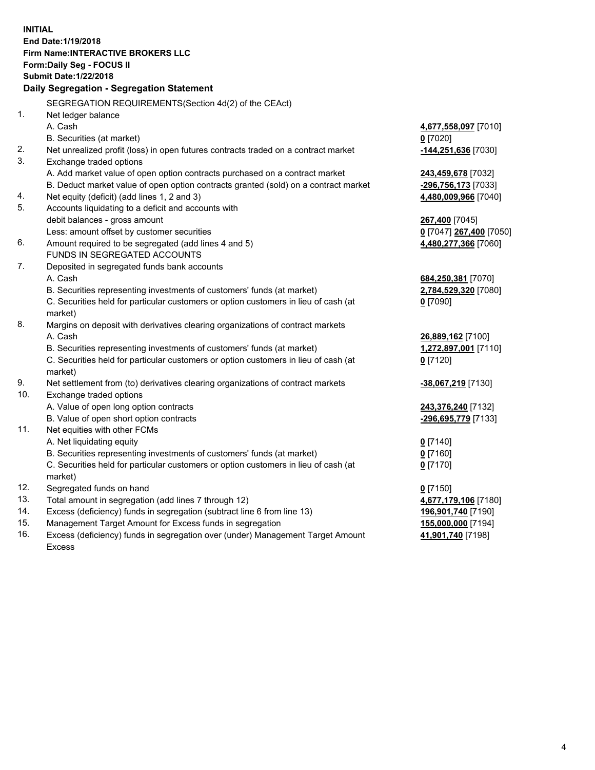**INITIAL**
**End Date:1/19/2018**
**Firm Name:INTERACTIVE BROKERS LLC**
**Form:Daily Seg - FOCUS II**
**Submit Date:1/22/2018**

## Daily Segregation - Segregation Statement

SEGREGATION REQUIREMENTS(Section 4d(2) of the CEAct)

| | | |
|---|---|---|
| 1. | Net ledger balance | |
| | A. Cash | **4,677,558,097** [7010] |
| | B. Securities (at market) | **0** [7020] |
| 2. | Net unrealized profit (loss) in open futures contracts traded on a contract market | **-144,251,636** [7030] |
| 3. | Exchange traded options | |
| | A. Add market value of open option contracts purchased on a contract market | **243,459,678** [7032] |
| | B. Deduct market value of open option contracts granted (sold) on a contract market | **-296,756,173** [7033] |
| 4. | Net equity (deficit) (add lines 1, 2 and 3) | **4,480,009,966** [7040] |
| 5. | Accounts liquidating to a deficit and accounts with | |
| | debit balances - gross amount | **267,400** [7045] |
| | Less: amount offset by customer securities | **0** [7047] **267,400** [7050] |
| 6. | Amount required to be segregated (add lines 4 and 5) | **4,480,277,366** [7060] |
| | FUNDS IN SEGREGATED ACCOUNTS | |
| 7. | Deposited in segregated funds bank accounts | |
| | A. Cash | **684,250,381** [7070] |
| | B. Securities representing investments of customers' funds (at market) | **2,784,529,320** [7080] |
| | C. Securities held for particular customers or option customers in lieu of cash (at market) | **0** [7090] |
| 8. | Margins on deposit with derivatives clearing organizations of contract markets | |
| | A. Cash | **26,889,162** [7100] |
| | B. Securities representing investments of customers' funds (at market) | **1,272,897,001** [7110] |
| | C. Securities held for particular customers or option customers in lieu of cash (at market) | **0** [7120] |
| 9. | Net settlement from (to) derivatives clearing organizations of contract markets | **-38,067,219** [7130] |
| 10. | Exchange traded options | |
| | A. Value of open long option contracts | **243,376,240** [7132] |
| | B. Value of open short option contracts | **-296,695,779** [7133] |
| 11. | Net equities with other FCMs | |
| | A. Net liquidating equity | **0** [7140] |
| | B. Securities representing investments of customers' funds (at market) | **0** [7160] |
| | C. Securities held for particular customers or option customers in lieu of cash (at market) | **0** [7170] |
| 12. | Segregated funds on hand | **0** [7150] |
| 13. | Total amount in segregation (add lines 7 through 12) | **4,677,179,106** [7180] |
| 14. | Excess (deficiency) funds in segregation (subtract line 6 from line 13) | **196,901,740** [7190] |
| 15. | Management Target Amount for Excess funds in segregation | **155,000,000** [7194] |
| 16. | Excess (deficiency) funds in segregation over (under) Management Target Amount Excess | **41,901,740** [7198] |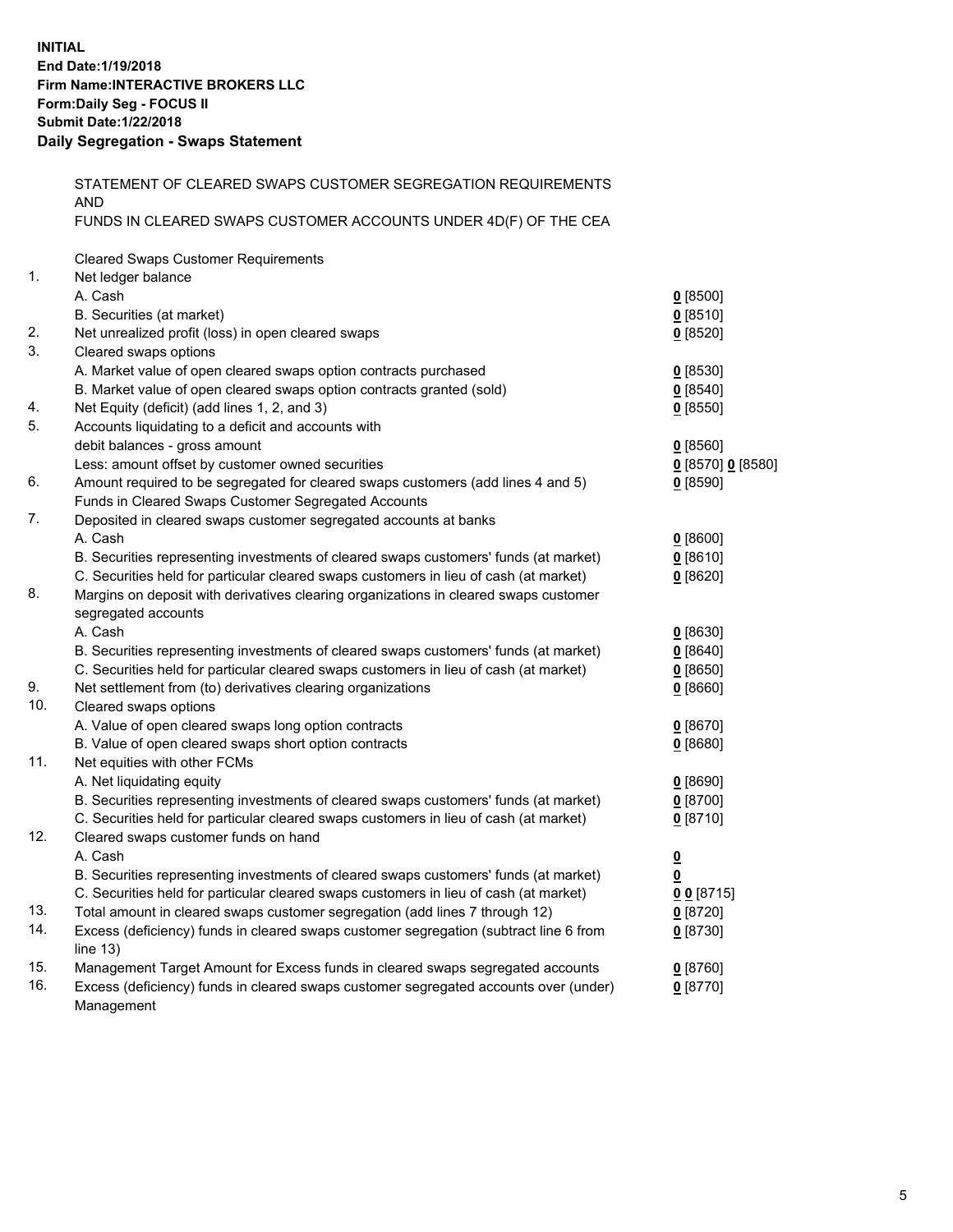**INITIAL**
**End Date:1/19/2018**
**Firm Name:INTERACTIVE BROKERS LLC**
**Form:Daily Seg - FOCUS II**
**Submit Date:1/22/2018**
**Daily Segregation - Swaps Statement**

STATEMENT OF CLEARED SWAPS CUSTOMER SEGREGATION REQUIREMENTS AND FUNDS IN CLEARED SWAPS CUSTOMER ACCOUNTS UNDER 4D(F) OF THE CEA

| | | |
|---|---|---|
| | Cleared Swaps Customer Requirements | |
| 1. | Net ledger balance | |
| | A. Cash | 0 [8500] |
| | B. Securities (at market) | 0 [8510] |
| 2. | Net unrealized profit (loss) in open cleared swaps | 0 [8520] |
| 3. | Cleared swaps options | |
| | A. Market value of open cleared swaps option contracts purchased | 0 [8530] |
| | B. Market value of open cleared swaps option contracts granted (sold) | 0 [8540] |
| 4. | Net Equity (deficit) (add lines 1, 2, and 3) | 0 [8550] |
| 5. | Accounts liquidating to a deficit and accounts with debit balances - gross amount | 0 [8560] |
| | Less: amount offset by customer owned securities | 0 [8570] 0 [8580] |
| 6. | Amount required to be segregated for cleared swaps customers (add lines 4 and 5) | 0 [8590] |
| | Funds in Cleared Swaps Customer Segregated Accounts | |
| 7. | Deposited in cleared swaps customer segregated accounts at banks | |
| | A. Cash | 0 [8600] |
| | B. Securities representing investments of cleared swaps customers' funds (at market) | 0 [8610] |
| | C. Securities held for particular cleared swaps customers in lieu of cash (at market) | 0 [8620] |
| 8. | Margins on deposit with derivatives clearing organizations in cleared swaps customer segregated accounts | |
| | A. Cash | 0 [8630] |
| | B. Securities representing investments of cleared swaps customers' funds (at market) | 0 [8640] |
| | C. Securities held for particular cleared swaps customers in lieu of cash (at market) | 0 [8650] |
| 9. | Net settlement from (to) derivatives clearing organizations | 0 [8660] |
| 10. | Cleared swaps options | |
| | A. Value of open cleared swaps long option contracts | 0 [8670] |
| | B. Value of open cleared swaps short option contracts | 0 [8680] |
| 11. | Net equities with other FCMs | |
| | A. Net liquidating equity | 0 [8690] |
| | B. Securities representing investments of cleared swaps customers' funds (at market) | 0 [8700] |
| | C. Securities held for particular cleared swaps customers in lieu of cash (at market) | 0 [8710] |
| 12. | Cleared swaps customer funds on hand | |
| | A. Cash | 0 |
| | B. Securities representing investments of cleared swaps customers' funds (at market) | 0 |
| | C. Securities held for particular cleared swaps customers in lieu of cash (at market) | 0 0 [8715] |
| 13. | Total amount in cleared swaps customer segregation (add lines 7 through 12) | 0 [8720] |
| 14. | Excess (deficiency) funds in cleared swaps customer segregation (subtract line 6 from line 13) | 0 [8730] |
| 15. | Management Target Amount for Excess funds in cleared swaps segregated accounts | 0 [8760] |
| 16. | Excess (deficiency) funds in cleared swaps customer segregated accounts over (under) Management | 0 [8770] |